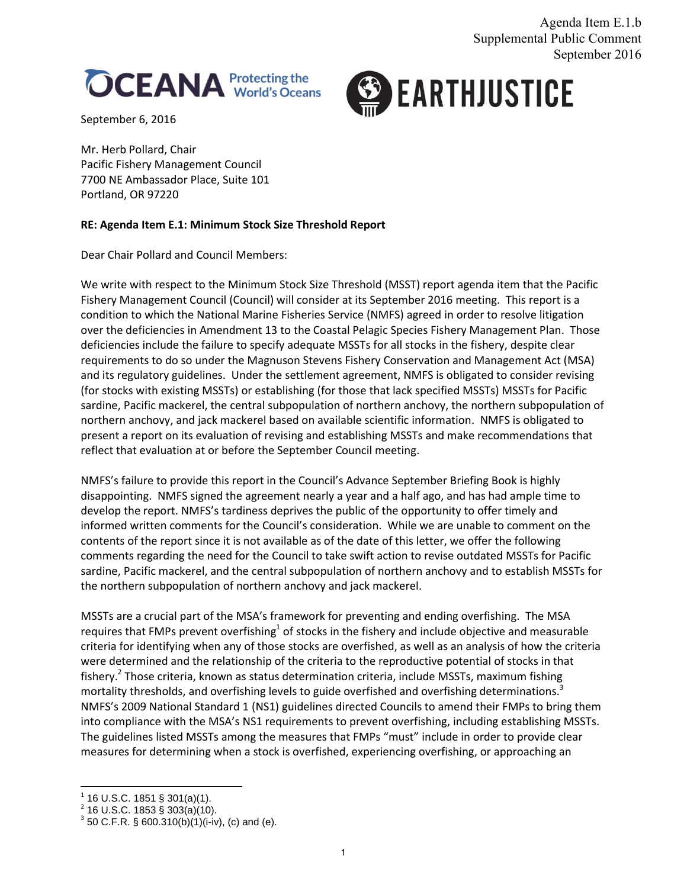Agenda Item E.1.b
Supplemental Public Comment
September 2016

OCEANA Protecting the World's Oceans

EARTHJUSTICE

September 6, 2016

Mr. Herb Pollard, Chair
Pacific Fishery Management Council
7700 NE Ambassador Place, Suite 101
Portland, OR 97220

**RE: Agenda Item E.1: Minimum Stock Size Threshold Report**

Dear Chair Pollard and Council Members:

We write with respect to the Minimum Stock Size Threshold (MSST) report agenda item that the Pacific Fishery Management Council (Council) will consider at its September 2016 meeting. This report is a condition to which the National Marine Fisheries Service (NMFS) agreed in order to resolve litigation over the deficiencies in Amendment 13 to the Coastal Pelagic Species Fishery Management Plan. Those deficiencies include the failure to specify adequate MSSTs for all stocks in the fishery, despite clear requirements to do so under the Magnuson Stevens Fishery Conservation and Management Act (MSA) and its regulatory guidelines. Under the settlement agreement, NMFS is obligated to consider revising (for stocks with existing MSSTs) or establishing (for those that lack specified MSSTs) MSSTs for Pacific sardine, Pacific mackerel, the central subpopulation of northern anchovy, the northern subpopulation of northern anchovy, and jack mackerel based on available scientific information. NMFS is obligated to present a report on its evaluation of revising and establishing MSSTs and make recommendations that reflect that evaluation at or before the September Council meeting.

NMFS's failure to provide this report in the Council's Advance September Briefing Book is highly disappointing. NMFS signed the agreement nearly a year and a half ago, and has had ample time to develop the report. NMFS's tardiness deprives the public of the opportunity to offer timely and informed written comments for the Council's consideration. While we are unable to comment on the contents of the report since it is not available as of the date of this letter, we offer the following comments regarding the need for the Council to take swift action to revise outdated MSSTs for Pacific sardine, Pacific mackerel, and the central subpopulation of northern anchovy and to establish MSSTs for the northern subpopulation of northern anchovy and jack mackerel.

MSSTs are a crucial part of the MSA's framework for preventing and ending overfishing. The MSA requires that FMPs prevent overfishing[1] of stocks in the fishery and include objective and measurable criteria for identifying when any of those stocks are overfished, as well as an analysis of how the criteria were determined and the relationship of the criteria to the reproductive potential of stocks in that fishery.[2] Those criteria, known as status determination criteria, include MSSTs, maximum fishing mortality thresholds, and overfishing levels to guide overfished and overfishing determinations.[3] NMFS's 2009 National Standard 1 (NS1) guidelines directed Councils to amend their FMPs to bring them into compliance with the MSA's NS1 requirements to prevent overfishing, including establishing MSSTs. The guidelines listed MSSTs among the measures that FMPs "must" include in order to provide clear measures for determining when a stock is overfished, experiencing overfishing, or approaching an

---

[1] 16 U.S.C. 1851 § 301(a)(1).
[2] 16 U.S.C. 1853 § 303(a)(10).
[3] 50 C.F.R. § 600.310(b)(1)(i-iv), (c) and (e).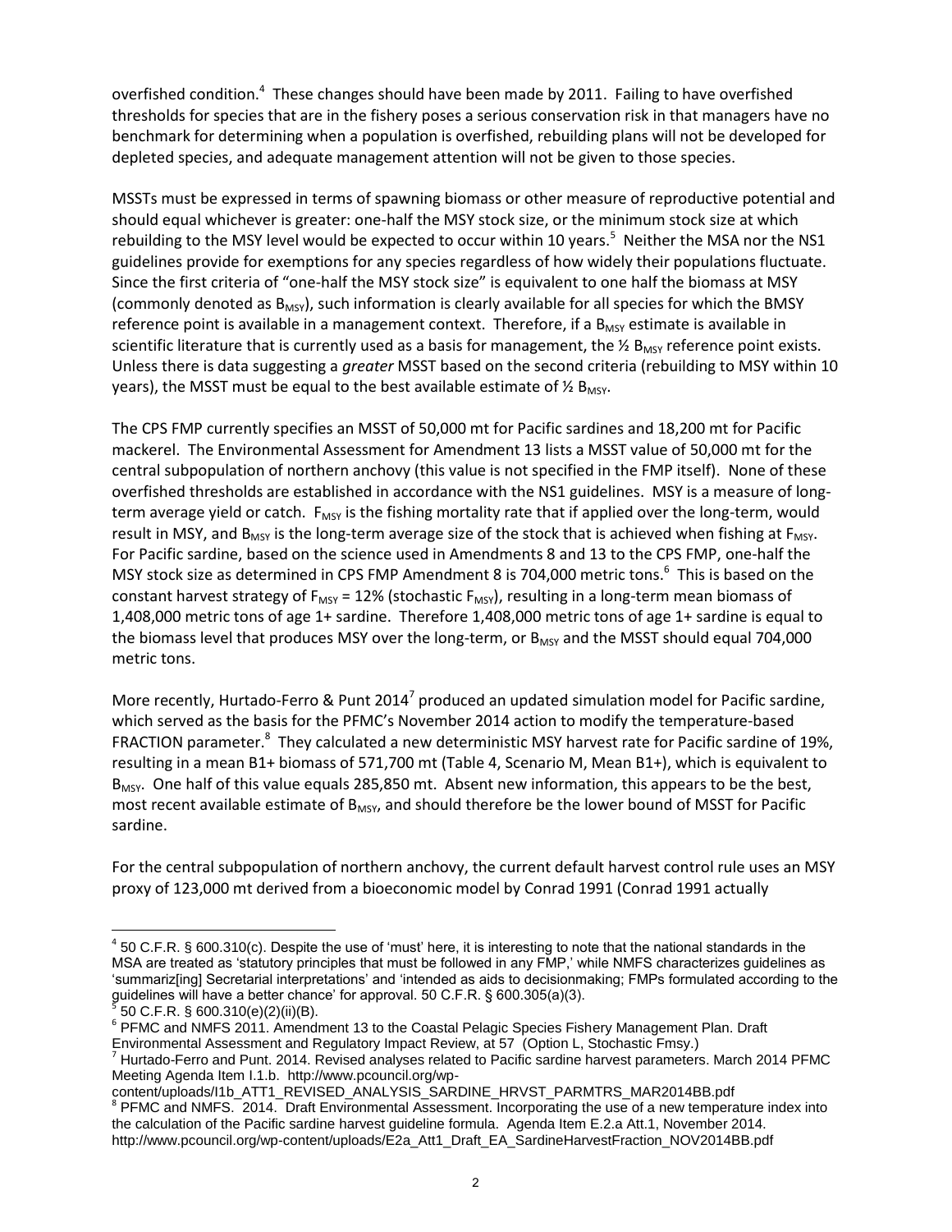overfished condition.[4] These changes should have been made by 2011. Failing to have overfished thresholds for species that are in the fishery poses a serious conservation risk in that managers have no benchmark for determining when a population is overfished, rebuilding plans will not be developed for depleted species, and adequate management attention will not be given to those species.

MSSTs must be expressed in terms of spawning biomass or other measure of reproductive potential and should equal whichever is greater: one-half the MSY stock size, or the minimum stock size at which rebuilding to the MSY level would be expected to occur within 10 years.[5] Neither the MSA nor the NS1 guidelines provide for exemptions for any species regardless of how widely their populations fluctuate. Since the first criteria of "one-half the MSY stock size" is equivalent to one half the biomass at MSY (commonly denoted as $B_{MSY}$), such information is clearly available for all species for which the BMSY reference point is available in a management context. Therefore, if a $B_{MSY}$ estimate is available in scientific literature that is currently used as a basis for management, the ½ $B_{MSY}$ reference point exists. Unless there is data suggesting a *greater* MSST based on the second criteria (rebuilding to MSY within 10 years), the MSST must be equal to the best available estimate of ½ $B_{MSY}$.

The CPS FMP currently specifies an MSST of 50,000 mt for Pacific sardines and 18,200 mt for Pacific mackerel. The Environmental Assessment for Amendment 13 lists a MSST value of 50,000 mt for the central subpopulation of northern anchovy (this value is not specified in the FMP itself). None of these overfished thresholds are established in accordance with the NS1 guidelines. MSY is a measure of long-term average yield or catch. $F_{MSY}$ is the fishing mortality rate that if applied over the long-term, would result in MSY, and $B_{MSY}$ is the long-term average size of the stock that is achieved when fishing at $F_{MSY}$. For Pacific sardine, based on the science used in Amendments 8 and 13 to the CPS FMP, one-half the MSY stock size as determined in CPS FMP Amendment 8 is 704,000 metric tons.[6] This is based on the constant harvest strategy of $F_{MSY}$ = 12% (stochastic $F_{MSY}$), resulting in a long-term mean biomass of 1,408,000 metric tons of age 1+ sardine. Therefore 1,408,000 metric tons of age 1+ sardine is equal to the biomass level that produces MSY over the long-term, or $B_{MSY}$ and the MSST should equal 704,000 metric tons.

More recently, Hurtado-Ferro & Punt 2014[7] produced an updated simulation model for Pacific sardine, which served as the basis for the PFMC's November 2014 action to modify the temperature-based FRACTION parameter.[8] They calculated a new deterministic MSY harvest rate for Pacific sardine of 19%, resulting in a mean B1+ biomass of 571,700 mt (Table 4, Scenario M, Mean B1+), which is equivalent to $B_{MSY}$. One half of this value equals 285,850 mt. Absent new information, this appears to be the best, most recent available estimate of $B_{MSY}$, and should therefore be the lower bound of MSST for Pacific sardine.

For the central subpopulation of northern anchovy, the current default harvest control rule uses an MSY proxy of 123,000 mt derived from a bioeconomic model by Conrad 1991 (Conrad 1991 actually

---

[4] 50 C.F.R. § 600.310(c). Despite the use of 'must' here, it is interesting to note that the national standards in the MSA are treated as 'statutory principles that must be followed in any FMP,' while NMFS characterizes guidelines as 'summariz[ing] Secretarial interpretations' and 'intended as aids to decisionmaking; FMPs formulated according to the guidelines will have a better chance' for approval. 50 C.F.R. § 600.305(a)(3).

[5] 50 C.F.R. § 600.310(e)(2)(ii)(B).

[6] PFMC and NMFS 2011. Amendment 13 to the Coastal Pelagic Species Fishery Management Plan. Draft Environmental Assessment and Regulatory Impact Review, at 57 (Option L, Stochastic Fmsy.)

[7] Hurtado-Ferro and Punt. 2014. Revised analyses related to Pacific sardine harvest parameters. March 2014 PFMC Meeting Agenda Item I.1.b. http://www.pcouncil.org/wp-content/uploads/I1b_ATT1_REVISED_ANALYSIS_SARDINE_HRVST_PARMTRS_MAR2014BB.pdf

[8] PFMC and NMFS. 2014. Draft Environmental Assessment. Incorporating the use of a new temperature index into the calculation of the Pacific sardine harvest guideline formula. Agenda Item E.2.a Att.1, November 2014. http://www.pcouncil.org/wp-content/uploads/E2a_Att1_Draft_EA_SardineHarvestFraction_NOV2014BB.pdf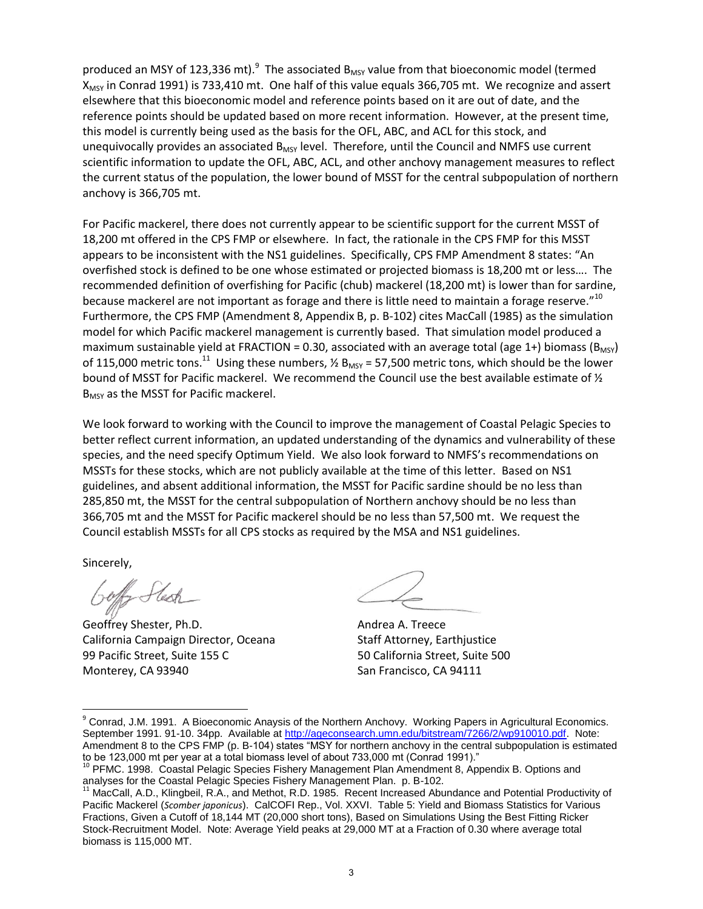produced an MSY of 123,336 mt).[9] The associated $B_{MSY}$ value from that bioeconomic model (termed $X_{MSY}$ in Conrad 1991) is 733,410 mt. One half of this value equals 366,705 mt. We recognize and assert elsewhere that this bioeconomic model and reference points based on it are out of date, and the reference points should be updated based on more recent information. However, at the present time, this model is currently being used as the basis for the OFL, ABC, and ACL for this stock, and unequivocally provides an associated $B_{MSY}$ level. Therefore, until the Council and NMFS use current scientific information to update the OFL, ABC, ACL, and other anchovy management measures to reflect the current status of the population, the lower bound of MSST for the central subpopulation of northern anchovy is 366,705 mt.

For Pacific mackerel, there does not currently appear to be scientific support for the current MSST of 18,200 mt offered in the CPS FMP or elsewhere. In fact, the rationale in the CPS FMP for this MSST appears to be inconsistent with the NS1 guidelines. Specifically, CPS FMP Amendment 8 states: "An overfished stock is defined to be one whose estimated or projected biomass is 18,200 mt or less…. The recommended definition of overfishing for Pacific (chub) mackerel (18,200 mt) is lower than for sardine, because mackerel are not important as forage and there is little need to maintain a forage reserve."[10] Furthermore, the CPS FMP (Amendment 8, Appendix B, p. B-102) cites MacCall (1985) as the simulation model for which Pacific mackerel management is currently based. That simulation model produced a maximum sustainable yield at FRACTION = 0.30, associated with an average total (age 1+) biomass ($B_{MSY}$) of 115,000 metric tons.[11] Using these numbers, ½ $B_{MSY}$ = 57,500 metric tons, which should be the lower bound of MSST for Pacific mackerel. We recommend the Council use the best available estimate of ½ $B_{MSY}$ as the MSST for Pacific mackerel.

We look forward to working with the Council to improve the management of Coastal Pelagic Species to better reflect current information, an updated understanding of the dynamics and vulnerability of these species, and the need specify Optimum Yield. We also look forward to NMFS's recommendations on MSSTs for these stocks, which are not publicly available at the time of this letter. Based on NS1 guidelines, and absent additional information, the MSST for Pacific sardine should be no less than 285,850 mt, the MSST for the central subpopulation of Northern anchovy should be no less than 366,705 mt and the MSST for Pacific mackerel should be no less than 57,500 mt. We request the Council establish MSSTs for all CPS stocks as required by the MSA and NS1 guidelines.

Sincerely,

Geoffrey Shester, Ph.D.
California Campaign Director, Oceana
99 Pacific Street, Suite 155 C
Monterey, CA 93940

Andrea A. Treece
Staff Attorney, Earthjustice
50 California Street, Suite 500
San Francisco, CA 94111

---

[9] Conrad, J.M. 1991. A Bioeconomic Anaysis of the Northern Anchovy. Working Papers in Agricultural Economics. September 1991. 91-10. 34pp. Available at http://ageconsearch.umn.edu/bitstream/7266/2/wp910010.pdf. Note: Amendment 8 to the CPS FMP (p. B-104) states "MSY for northern anchovy in the central subpopulation is estimated to be 123,000 mt per year at a total biomass level of about 733,000 mt (Conrad 1991)."

[10] PFMC. 1998. Coastal Pelagic Species Fishery Management Plan Amendment 8, Appendix B. Options and analyses for the Coastal Pelagic Species Fishery Management Plan. p. B-102.

[11] MacCall, A.D., Klingbeil, R.A., and Methot, R.D. 1985. Recent Increased Abundance and Potential Productivity of Pacific Mackerel (*Scomber japonicus*). CalCOFI Rep., Vol. XXVI. Table 5: Yield and Biomass Statistics for Various Fractions, Given a Cutoff of 18,144 MT (20,000 short tons), Based on Simulations Using the Best Fitting Ricker Stock-Recruitment Model. Note: Average Yield peaks at 29,000 MT at a Fraction of 0.30 where average total biomass is 115,000 MT.